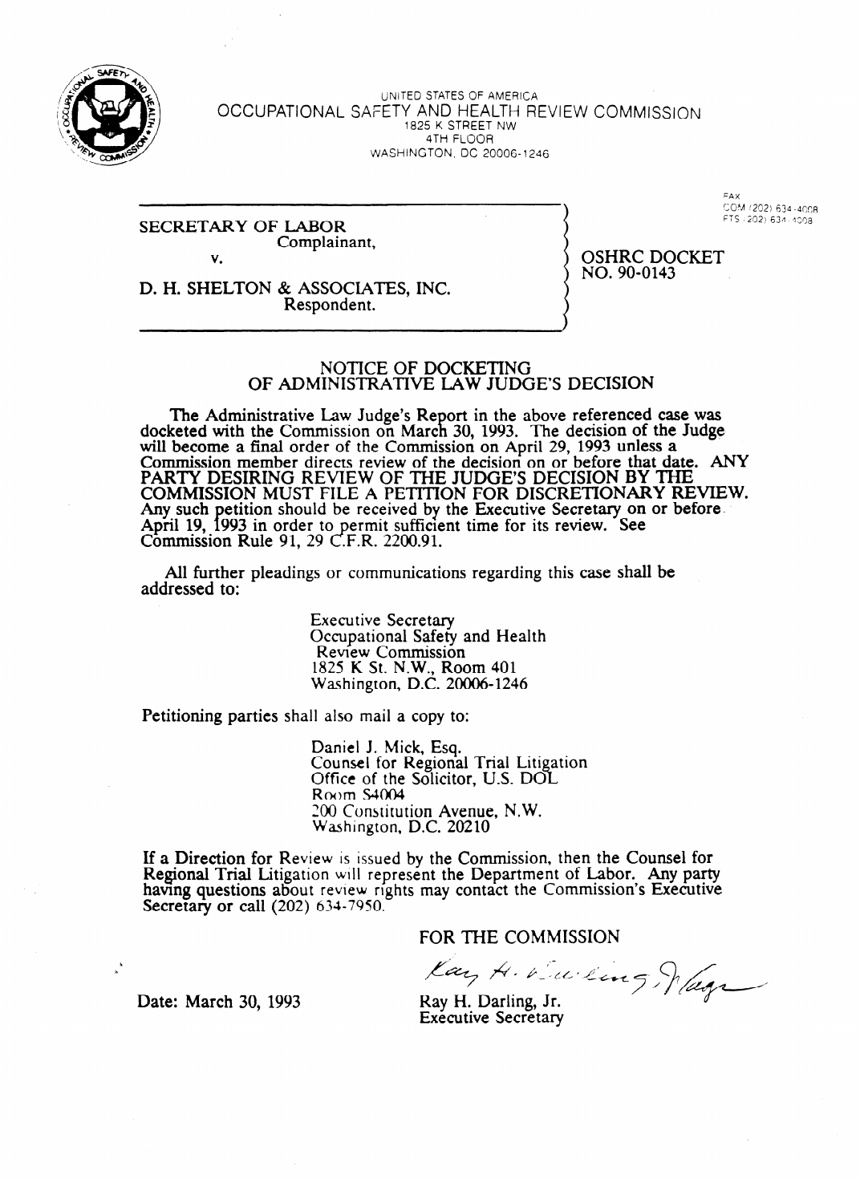UNITED STATES OF AMERICA
OCCUPATIONAL SAFETY AND HEALTH REVIEW COMMISSION
1825 K STREET NW
4TH FLOOR
WASHINGTON, DC 20006-1246

FAX
COM (202) 634-4008
FTS (202) 634-4008

SECRETARY OF LABOR
Complainant,

v.

D. H. SHELTON & ASSOCIATES, INC.
Respondent.

OSHRC DOCKET
NO. 90-0143

## NOTICE OF DOCKETING OF ADMINISTRATIVE LAW JUDGE'S DECISION

The Administrative Law Judge's Report in the above referenced case was docketed with the Commission on March 30, 1993. The decision of the Judge will become a final order of the Commission on April 29, 1993 unless a Commission member directs review of the decision on or before that date. ANY PARTY DESIRING REVIEW OF THE JUDGE'S DECISION BY THE COMMISSION MUST FILE A PETITION FOR DISCRETIONARY REVIEW. Any such petition should be received by the Executive Secretary on or before April 19, 1993 in order to permit sufficient time for its review. See Commission Rule 91, 29 C.F.R. 2200.91.

All further pleadings or communications regarding this case shall be addressed to:

Executive Secretary
Occupational Safety and Health
Review Commission
1825 K St. N.W., Room 401
Washington, D.C. 20006-1246

Petitioning parties shall also mail a copy to:

Daniel J. Mick, Esq.
Counsel for Regional Trial Litigation
Office of the Solicitor, U.S. DOL
Room S4004
200 Constitution Avenue, N.W.
Washington, D.C. 20210

If a Direction for Review is issued by the Commission, then the Counsel for Regional Trial Litigation will represent the Department of Labor. Any party having questions about review rights may contact the Commission's Executive Secretary or call (202) 634-7950.

FOR THE COMMISSION

Ray H. Darling, Jr.
Executive Secretary

Date: March 30, 1993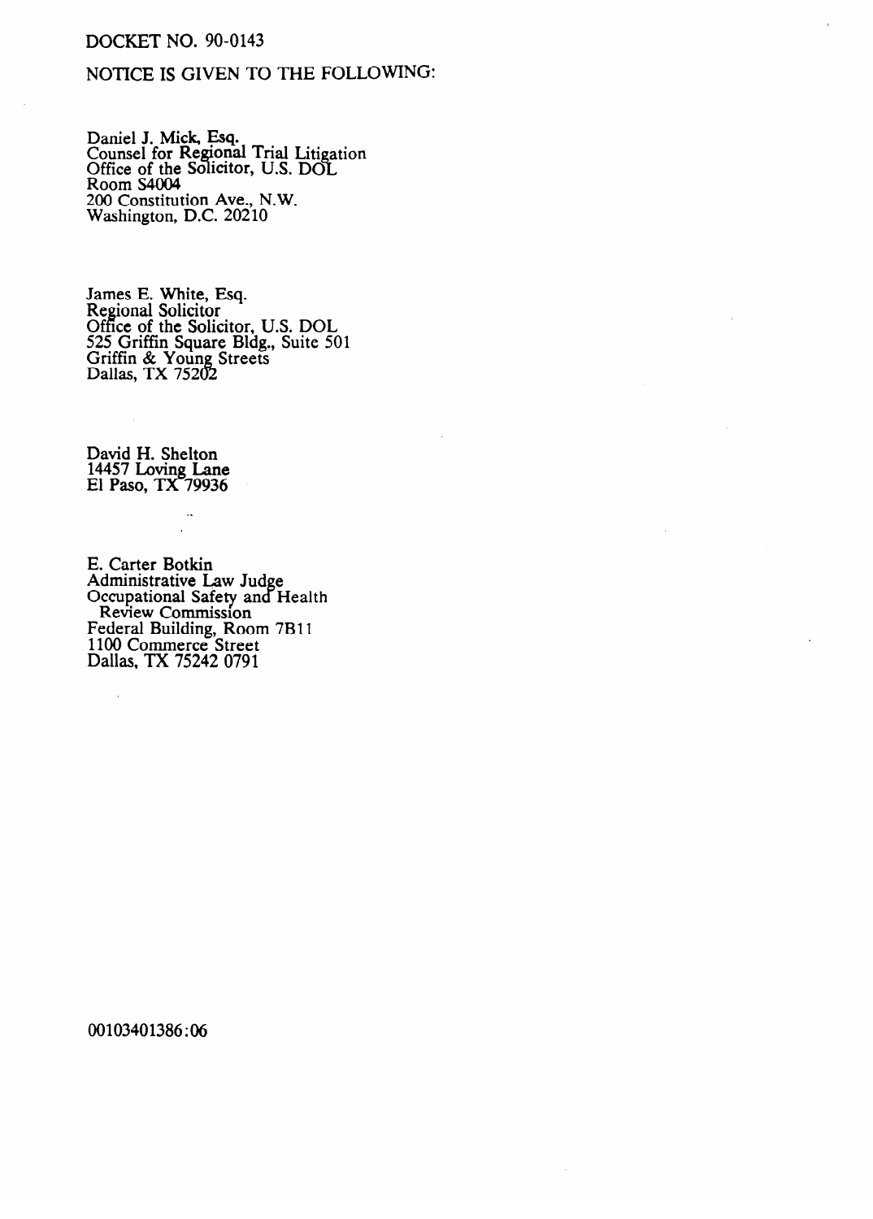DOCKET NO. 90-0143

NOTICE IS GIVEN TO THE FOLLOWING:

Daniel J. Mick, Esq.
Counsel for Regional Trial Litigation
Office of the Solicitor, U.S. DOL
Room S4004
200 Constitution Ave., N.W.
Washington, D.C. 20210

James E. White, Esq.
Regional Solicitor
Office of the Solicitor, U.S. DOL
525 Griffin Square Bldg., Suite 501
Griffin & Young Streets
Dallas, TX 75202

David H. Shelton
14457 Loving Lane
El Paso, TX 79936

E. Carter Botkin
Administrative Law Judge
Occupational Safety and Health
Review Commission
Federal Building, Room 7B11
1100 Commerce Street
Dallas, TX 75242 0791

00103401386:06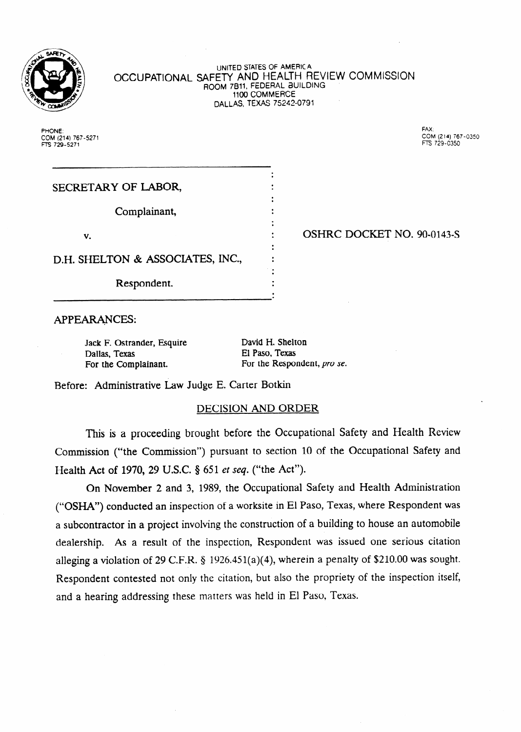UNITED STATES OF AMERICA

OCCUPATIONAL SAFETY AND HEALTH REVIEW COMMISSION

ROOM 7B11, FEDERAL BUILDING

1100 COMMERCE

DALLAS, TEXAS 75242-0791

PHONE:
COM (214) 767-5271
FTS 729-5271

FAX:
COM (214) 767-0350
FTS 729-0350

| | | |
|---|---|---|
| SECRETARY OF LABOR, | : | |
| Complainant, | : | |
| v. | : | OSHRC DOCKET NO. 90-0143-S |
| D.H. SHELTON & ASSOCIATES, INC., | : | |
| Respondent. | : | |

APPEARANCES:

Jack F. Ostrander, Esquire
Dallas, Texas
For the Complainant.

David H. Shelton
El Paso, Texas
For the Respondent, *pro se*.

Before: Administrative Law Judge E. Carter Botkin

## DECISION AND ORDER

This is a proceeding brought before the Occupational Safety and Health Review Commission ("the Commission") pursuant to section 10 of the Occupational Safety and Health Act of 1970, 29 U.S.C. § 651 *et seq.* ("the Act").

On November 2 and 3, 1989, the Occupational Safety and Health Administration ("OSHA") conducted an inspection of a worksite in El Paso, Texas, where Respondent was a subcontractor in a project involving the construction of a building to house an automobile dealership. As a result of the inspection, Respondent was issued one serious citation alleging a violation of 29 C.F.R. § 1926.451(a)(4), wherein a penalty of $210.00 was sought. Respondent contested not only the citation, but also the propriety of the inspection itself, and a hearing addressing these matters was held in El Paso, Texas.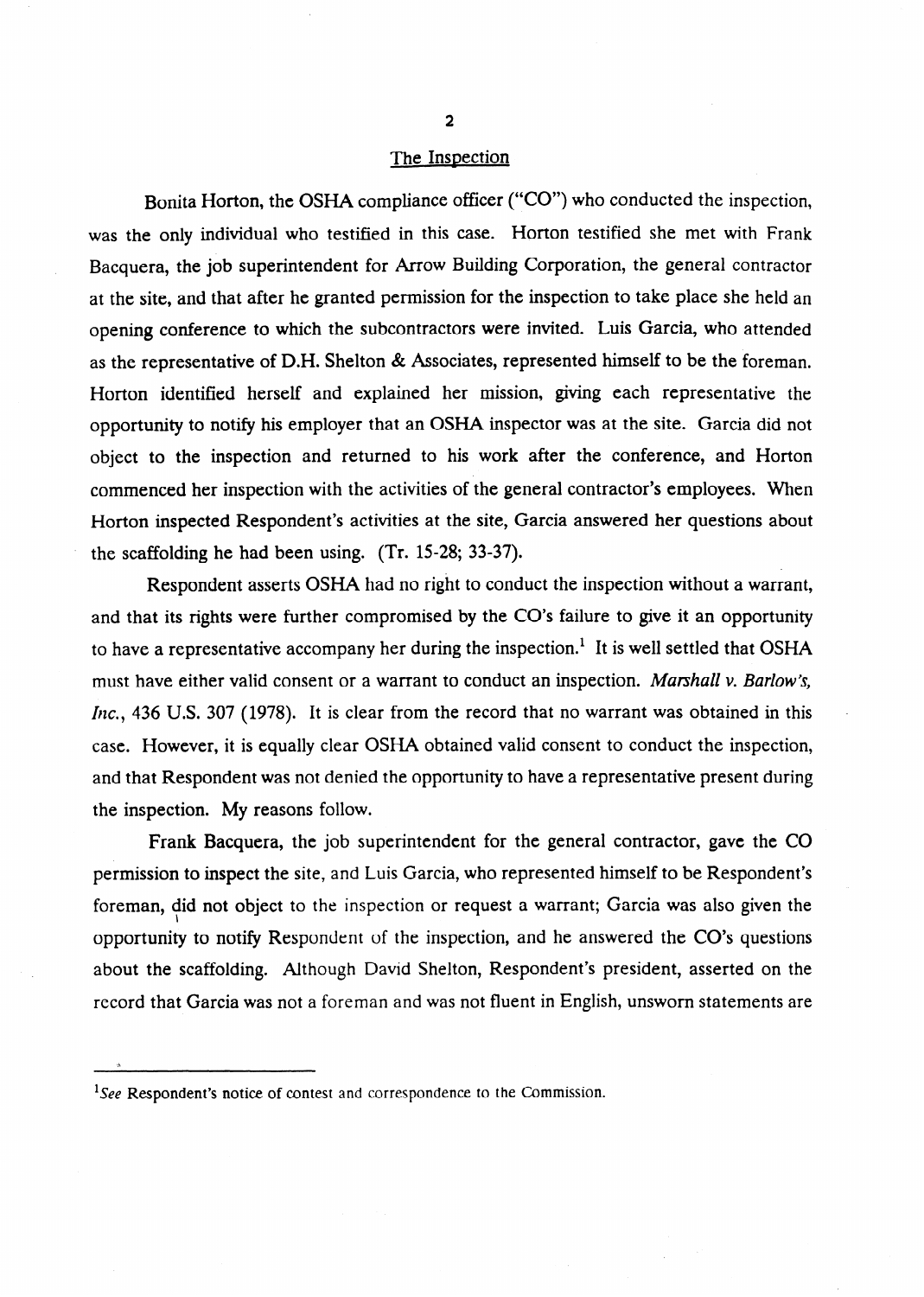## The Inspection

Bonita Horton, the OSHA compliance officer ("CO") who conducted the inspection, was the only individual who testified in this case. Horton testified she met with Frank Bacquera, the job superintendent for Arrow Building Corporation, the general contractor at the site, and that after he granted permission for the inspection to take place she held an opening conference to which the subcontractors were invited. Luis Garcia, who attended as the representative of D.H. Shelton & Associates, represented himself to be the foreman. Horton identified herself and explained her mission, giving each representative the opportunity to notify his employer that an OSHA inspector was at the site. Garcia did not object to the inspection and returned to his work after the conference, and Horton commenced her inspection with the activities of the general contractor's employees. When Horton inspected Respondent's activities at the site, Garcia answered her questions about the scaffolding he had been using. (Tr. 15-28; 33-37).

Respondent asserts OSHA had no right to conduct the inspection without a warrant, and that its rights were further compromised by the CO's failure to give it an opportunity to have a representative accompany her during the inspection.[1] It is well settled that OSHA must have either valid consent or a warrant to conduct an inspection. *Marshall v. Barlow's, Inc.*, 436 U.S. 307 (1978). It is clear from the record that no warrant was obtained in this case. However, it is equally clear OSHA obtained valid consent to conduct the inspection, and that Respondent was not denied the opportunity to have a representative present during the inspection. My reasons follow.

Frank Bacquera, the job superintendent for the general contractor, gave the CO permission to inspect the site, and Luis Garcia, who represented himself to be Respondent's foreman, did not object to the inspection or request a warrant; Garcia was also given the opportunity to notify Respondent of the inspection, and he answered the CO's questions about the scaffolding. Although David Shelton, Respondent's president, asserted on the record that Garcia was not a foreman and was not fluent in English, unsworn statements are

---

[1] *See* Respondent's notice of contest and correspondence to the Commission.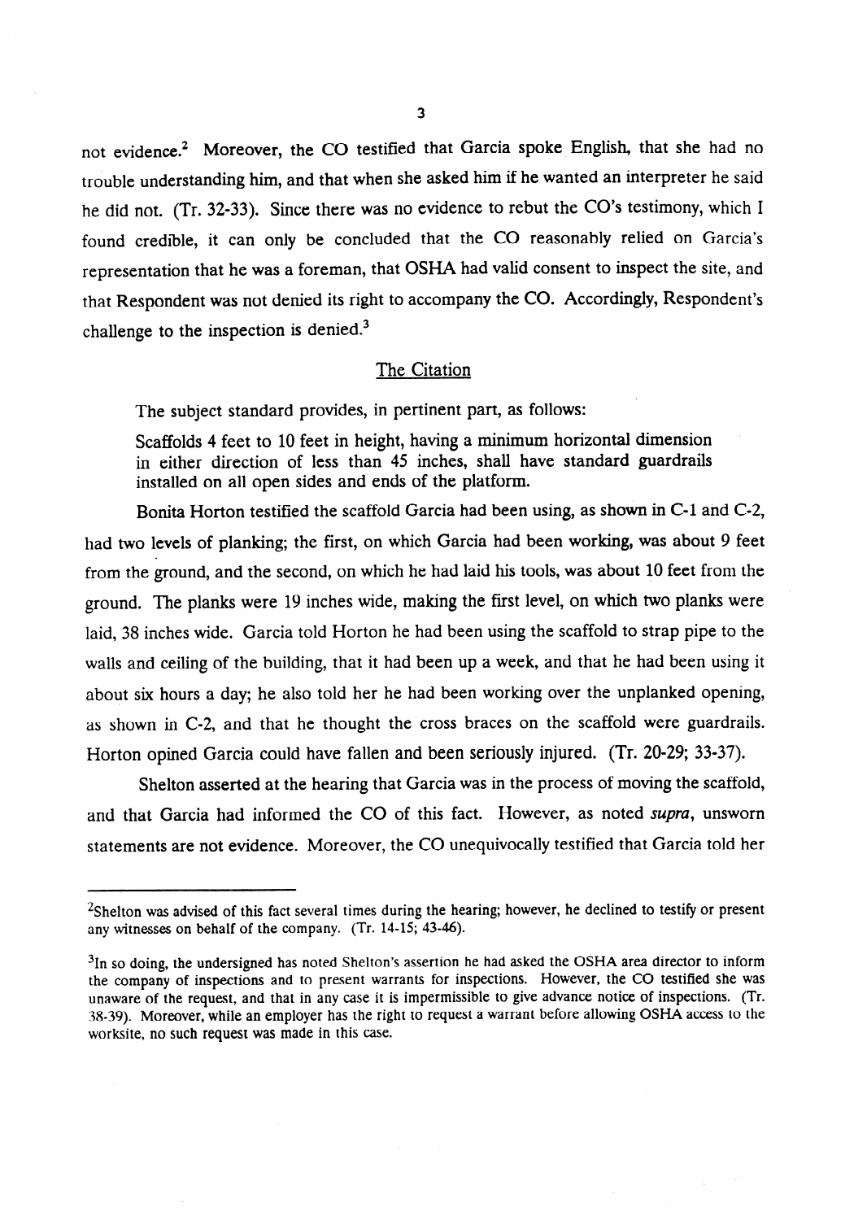not evidence.[2] Moreover, the CO testified that Garcia spoke English, that she had no trouble understanding him, and that when she asked him if he wanted an interpreter he said he did not. (Tr. 32-33). Since there was no evidence to rebut the CO's testimony, which I found credible, it can only be concluded that the CO reasonably relied on Garcia's representation that he was a foreman, that OSHA had valid consent to inspect the site, and that Respondent was not denied its right to accompany the CO. Accordingly, Respondent's challenge to the inspection is denied.[3]

## The Citation

The subject standard provides, in pertinent part, as follows:

> Scaffolds 4 feet to 10 feet in height, having a minimum horizontal dimension in either direction of less than 45 inches, shall have standard guardrails installed on all open sides and ends of the platform.

Bonita Horton testified the scaffold Garcia had been using, as shown in C-1 and C-2, had two levels of planking; the first, on which Garcia had been working, was about 9 feet from the ground, and the second, on which he had laid his tools, was about 10 feet from the ground. The planks were 19 inches wide, making the first level, on which two planks were laid, 38 inches wide. Garcia told Horton he had been using the scaffold to strap pipe to the walls and ceiling of the building, that it had been up a week, and that he had been using it about six hours a day; he also told her he had been working over the unplanked opening, as shown in C-2, and that he thought the cross braces on the scaffold were guardrails. Horton opined Garcia could have fallen and been seriously injured. (Tr. 20-29; 33-37).

Shelton asserted at the hearing that Garcia was in the process of moving the scaffold, and that Garcia had informed the CO of this fact. However, as noted *supra*, unsworn statements are not evidence. Moreover, the CO unequivocally testified that Garcia told her

---

[2] Shelton was advised of this fact several times during the hearing; however, he declined to testify or present any witnesses on behalf of the company. (Tr. 14-15; 43-46).

[3] In so doing, the undersigned has noted Shelton's assertion he had asked the OSHA area director to inform the company of inspections and to present warrants for inspections. However, the CO testified she was unaware of the request, and that in any case it is impermissible to give advance notice of inspections. (Tr. 38-39). Moreover, while an employer has the right to request a warrant before allowing OSHA access to the worksite, no such request was made in this case.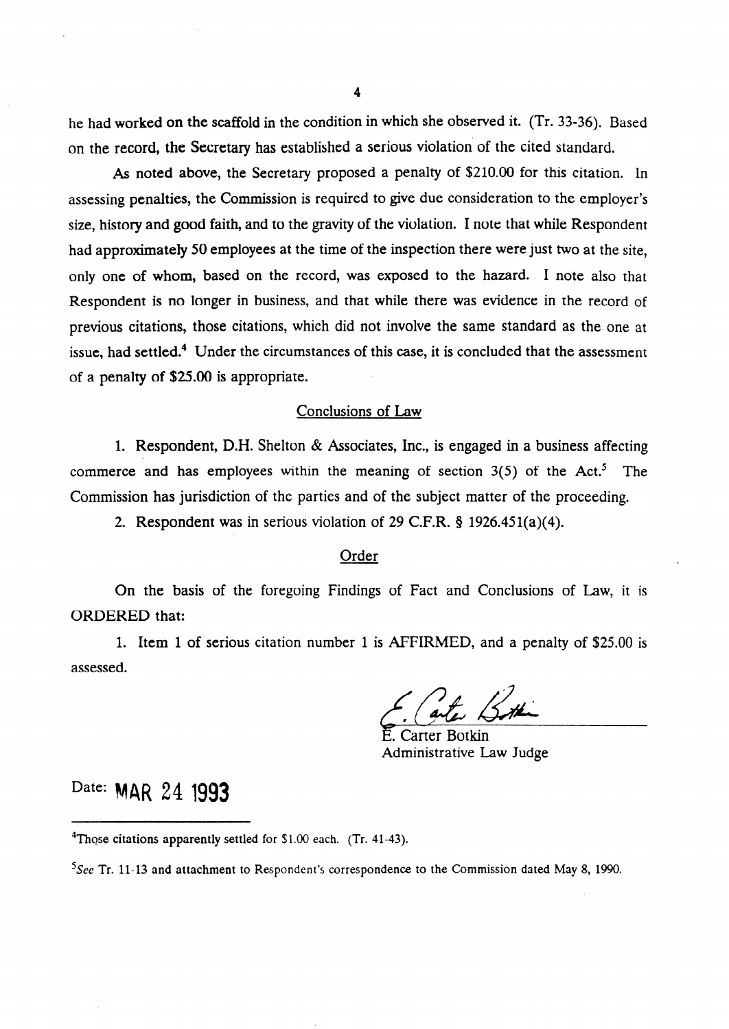he had worked on the scaffold in the condition in which she observed it. (Tr. 33-36). Based on the record, the Secretary has established a serious violation of the cited standard.

As noted above, the Secretary proposed a penalty of $210.00 for this citation. In assessing penalties, the Commission is required to give due consideration to the employer's size, history and good faith, and to the gravity of the violation. I note that while Respondent had approximately 50 employees at the time of the inspection there were just two at the site, only one of whom, based on the record, was exposed to the hazard. I note also that Respondent is no longer in business, and that while there was evidence in the record of previous citations, those citations, which did not involve the same standard as the one at issue, had settled.[4] Under the circumstances of this case, it is concluded that the assessment of a penalty of $25.00 is appropriate.

## Conclusions of Law

1. Respondent, D.H. Shelton & Associates, Inc., is engaged in a business affecting commerce and has employees within the meaning of section 3(5) of the Act.[5] The Commission has jurisdiction of the parties and of the subject matter of the proceeding.

2. Respondent was in serious violation of 29 C.F.R. § 1926.451(a)(4).

## Order

On the basis of the foregoing Findings of Fact and Conclusions of Law, it is ORDERED that:

1. Item 1 of serious citation number 1 is AFFIRMED, and a penalty of $25.00 is assessed.

E. Carter Botkin
Administrative Law Judge

Date: MAR 24 1993

---

[4] Those citations apparently settled for $1.00 each. (Tr. 41-43).

[5] *See* Tr. 11-13 and attachment to Respondent's correspondence to the Commission dated May 8, 1990.